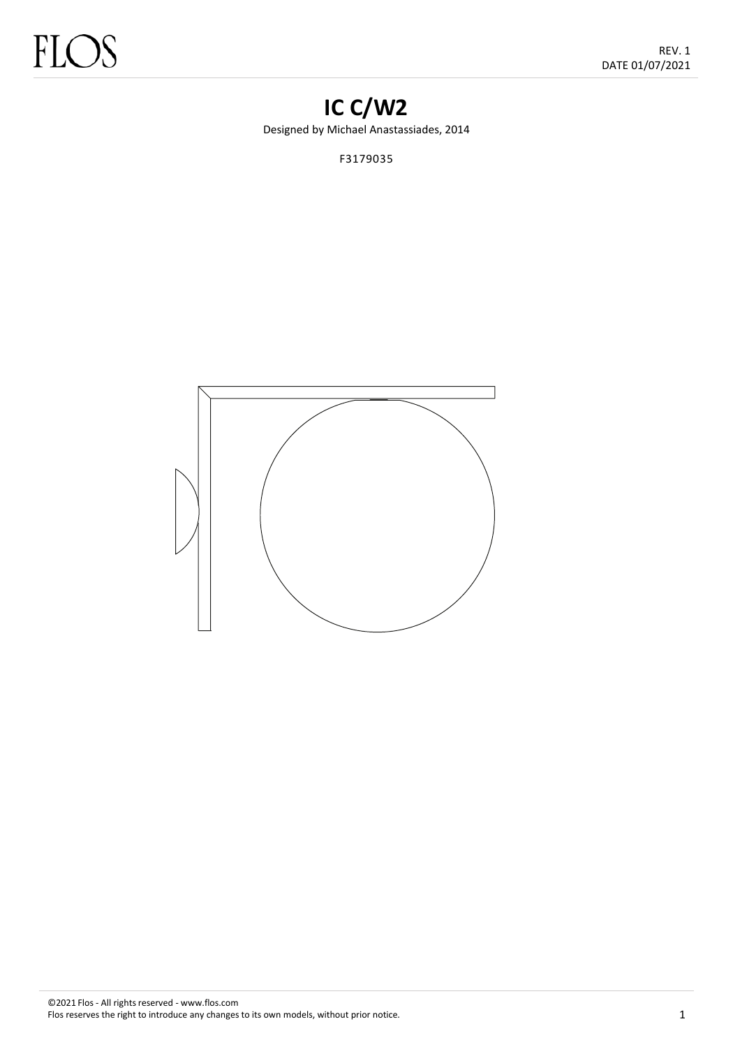# IC C/W2

Designed by Michael Anastassiades, 2014

F3179035

©2021 Flos - All rights reserved - www.flos.com
Flos reserves the right to introduce any changes to its own models, without prior notice.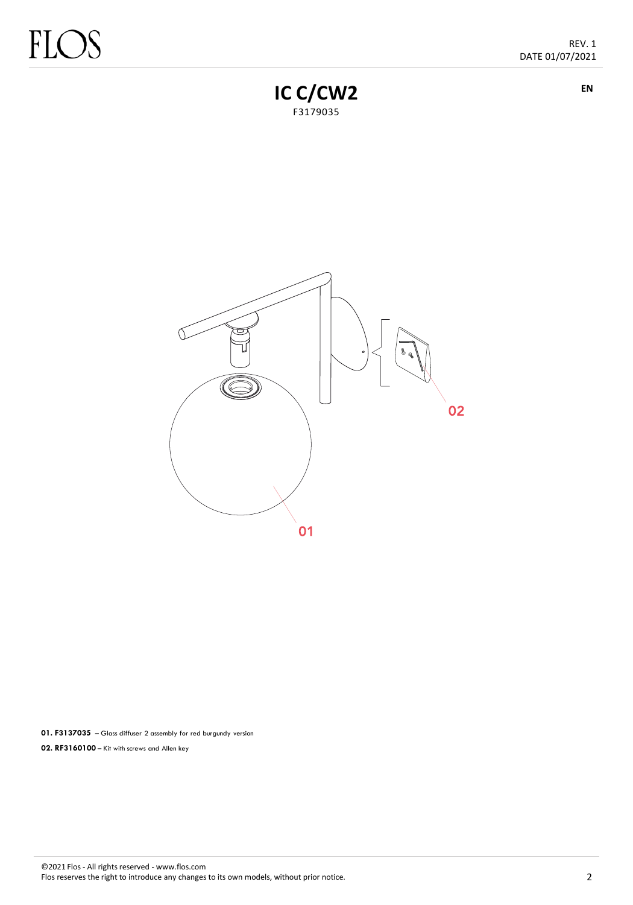# IC C/CW2

F3179035

EN

01

02

**01. F3137035** – Glass diffuser 2 assembly for red burgundy version

**02. RF3160100** – Kit with screws and Allen key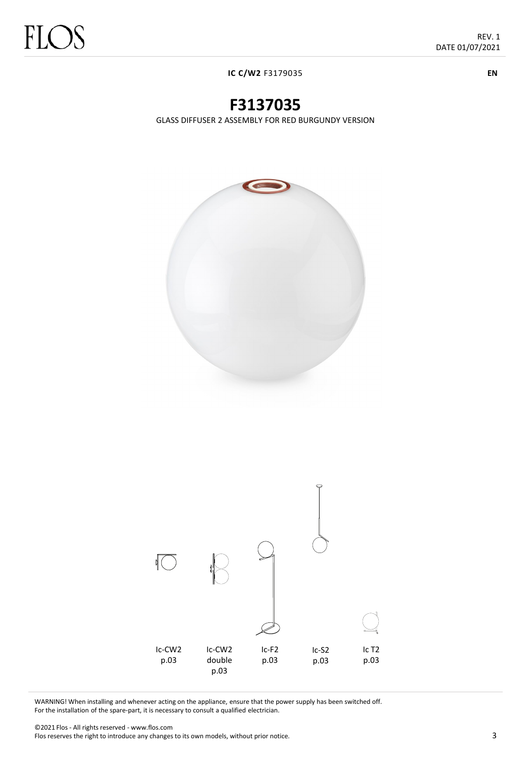**IC C/W2** F3179035

**EN**

# F3137035

GLASS DIFFUSER 2 ASSEMBLY FOR RED BURGUNDY VERSION

Ic-CW2
p.03

Ic-CW2
double
p.03

Ic-F2
p.03

Ic-S2
p.03

Ic T2
p.03

WARNING! When installing and whenever acting on the appliance, ensure that the power supply has been switched off.
For the installation of the spare-part, it is necessary to consult a qualified electrician.

©2021 Flos - All rights reserved - www.flos.com
Flos reserves the right to introduce any changes to its own models, without prior notice.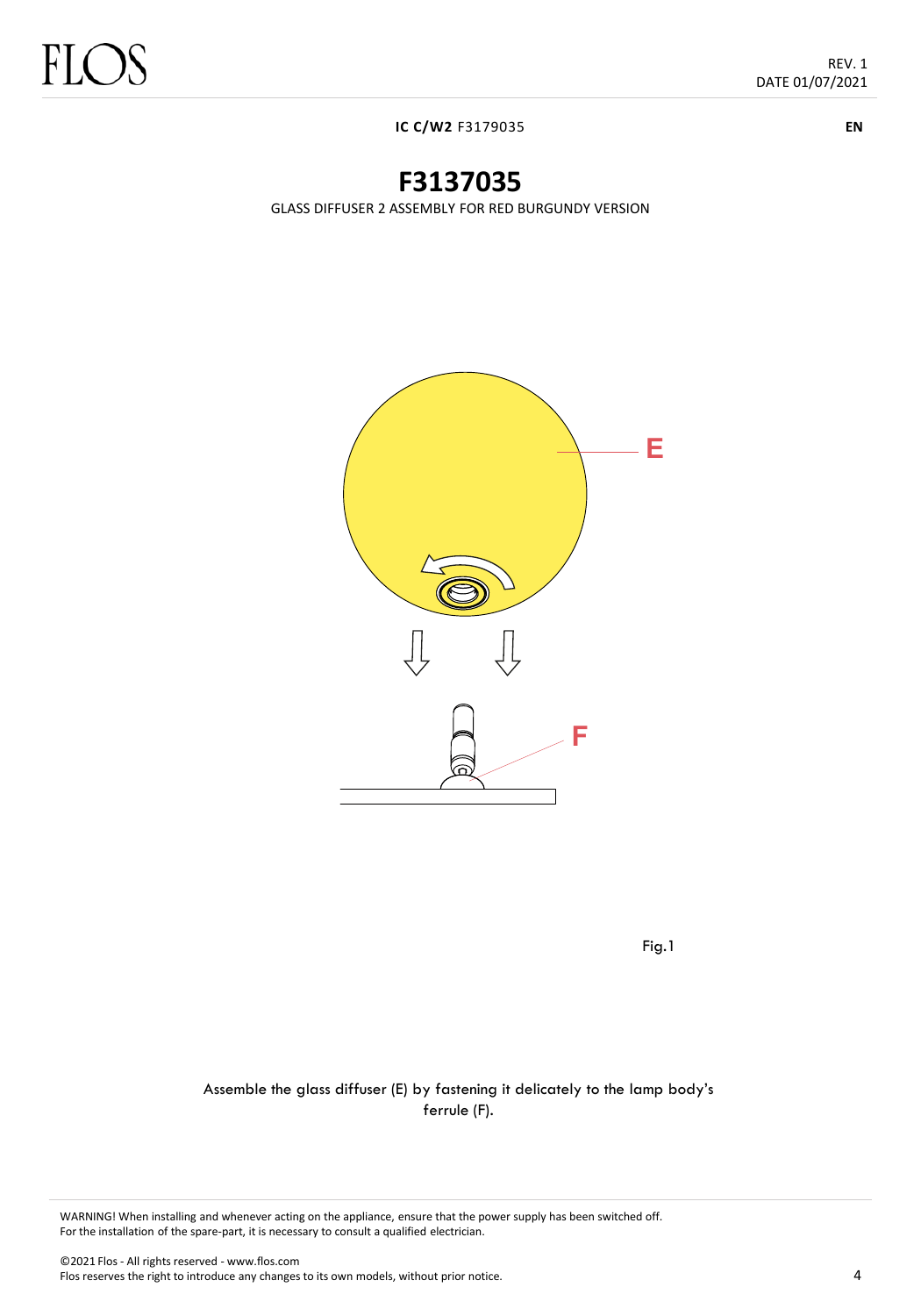**IC C/W2** F3179035

EN

# F3137035

GLASS DIFFUSER 2 ASSEMBLY FOR RED BURGUNDY VERSION

E

F

Fig.1

Assemble the glass diffuser (E) by fastening it delicately to the lamp body's ferrule (F).

WARNING! When installing and whenever acting on the appliance, ensure that the power supply has been switched off.
For the installation of the spare-part, it is necessary to consult a qualified electrician.

©2021 Flos - All rights reserved - www.flos.com
Flos reserves the right to introduce any changes to its own models, without prior notice.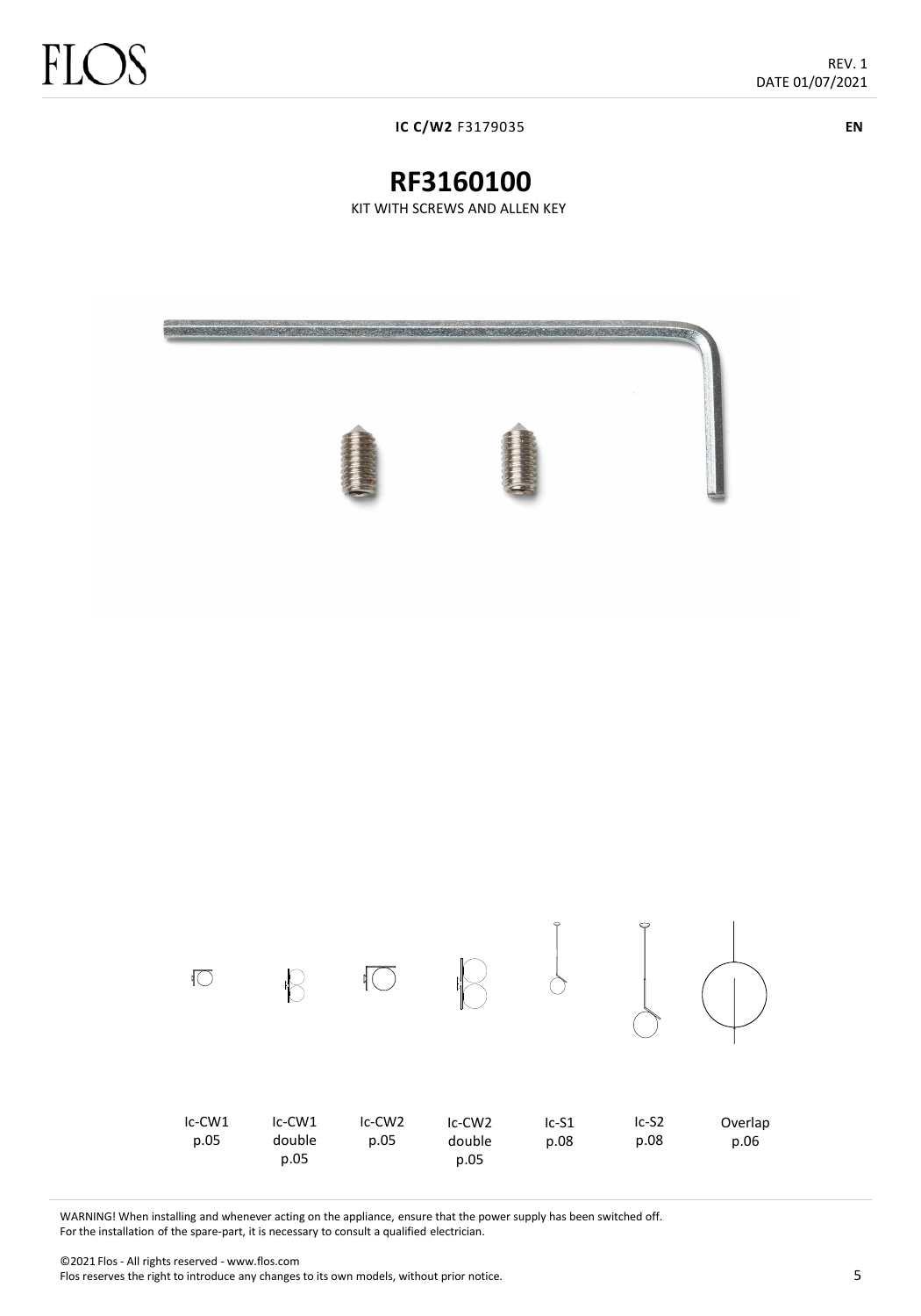**IC C/W2** F3179035

EN

# RF3160100

KIT WITH SCREWS AND ALLEN KEY

| Ic-CW1 | Ic-CW1 double | Ic-CW2 | Ic-CW2 double | Ic-S1 | Ic-S2 | Overlap |
|---|---|---|---|---|---|---|
| p.05 | p.05 | p.05 | p.05 | p.08 | p.08 | p.06 |

WARNING! When installing and whenever acting on the appliance, ensure that the power supply has been switched off.
For the installation of the spare-part, it is necessary to consult a qualified electrician.

©2021 Flos - All rights reserved - www.flos.com
Flos reserves the right to introduce any changes to its own models, without prior notice.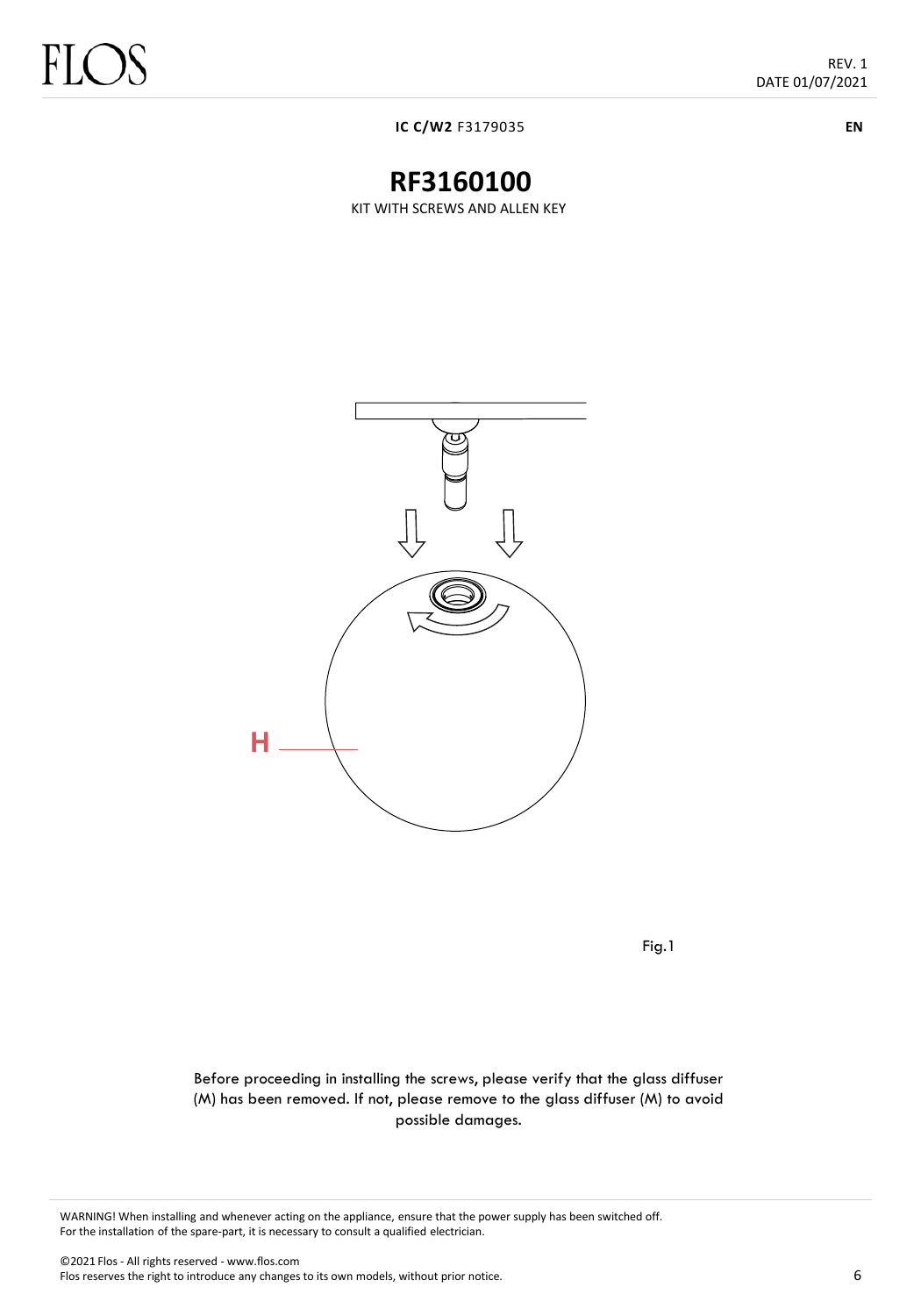**IC C/W2** F3179035

**EN**

# RF3160100

KIT WITH SCREWS AND ALLEN KEY

H

Fig.1

Before proceeding in installing the screws, please verify that the glass diffuser (M) has been removed. If not, please remove to the glass diffuser (M) to avoid possible damages.

WARNING! When installing and whenever acting on the appliance, ensure that the power supply has been switched off.
For the installation of the spare-part, it is necessary to consult a qualified electrician.

©2021 Flos - All rights reserved - www.flos.com
Flos reserves the right to introduce any changes to its own models, without prior notice.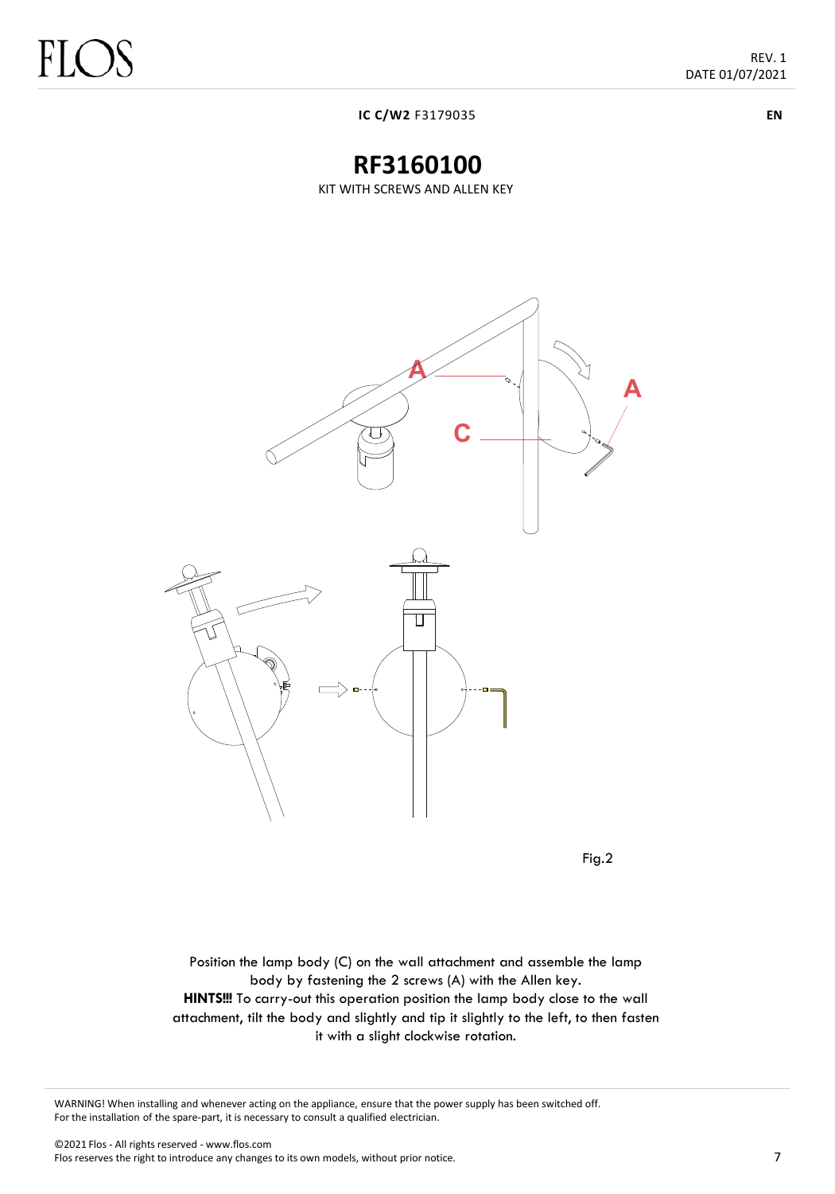**IC C/W2** F3179035

EN

# RF3160100

KIT WITH SCREWS AND ALLEN KEY

Fig.2

Position the lamp body (C) on the wall attachment and assemble the lamp body by fastening the 2 screws (A) with the Allen key.
**HINTS!!!** To carry-out this operation position the lamp body close to the wall attachment, tilt the body and slightly and tip it slightly to the left, to then fasten it with a slight clockwise rotation.

WARNING! When installing and whenever acting on the appliance, ensure that the power supply has been switched off.
For the installation of the spare-part, it is necessary to consult a qualified electrician.

©2021 Flos - All rights reserved - www.flos.com
Flos reserves the right to introduce any changes to its own models, without prior notice.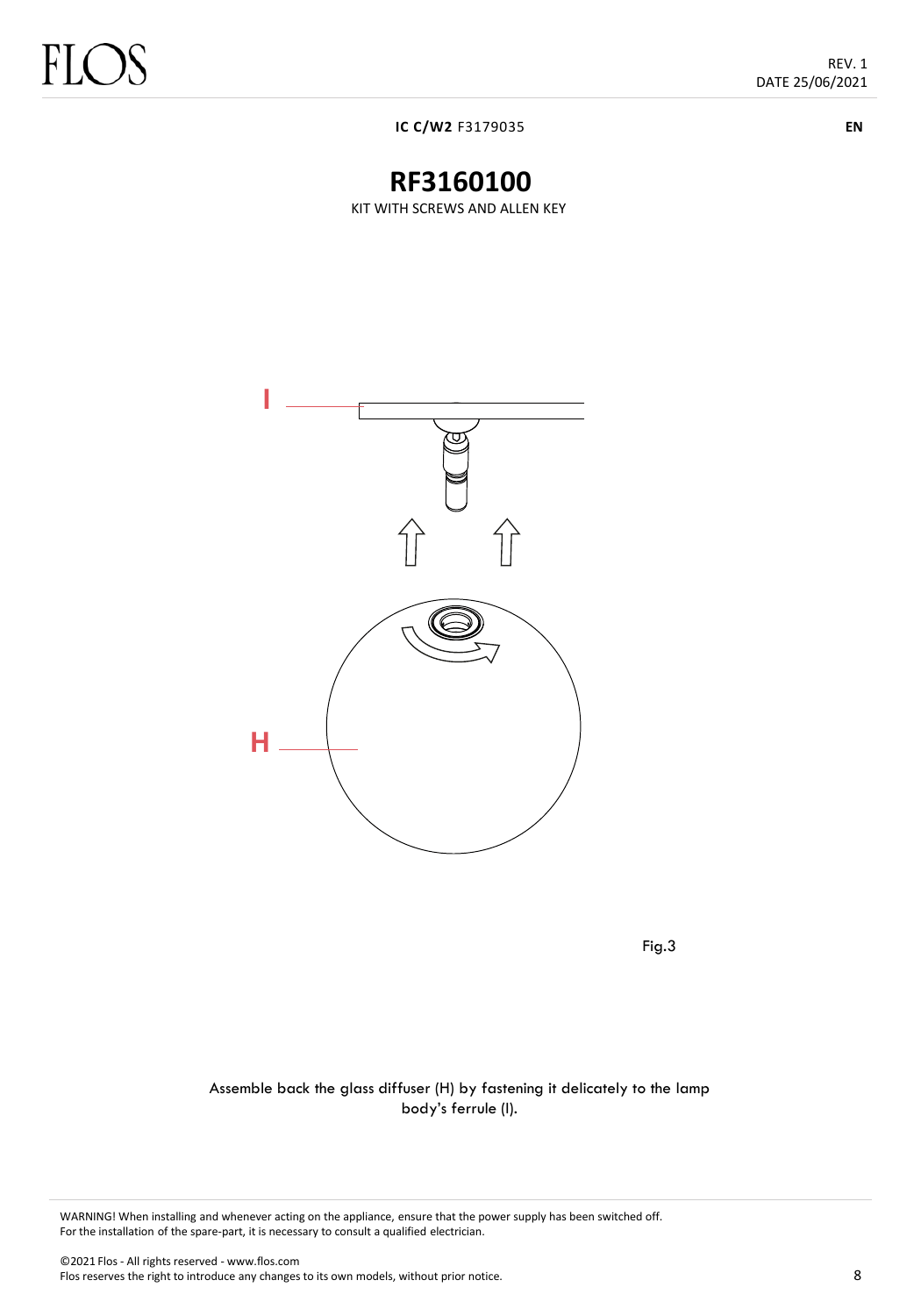**IC C/W2** F3179035

EN

# RF3160100

KIT WITH SCREWS AND ALLEN KEY

I

H

Fig.3

Assemble back the glass diffuser (H) by fastening it delicately to the lamp body's ferrule (I).

WARNING! When installing and whenever acting on the appliance, ensure that the power supply has been switched off.
For the installation of the spare-part, it is necessary to consult a qualified electrician.

©2021 Flos - All rights reserved - www.flos.com
Flos reserves the right to introduce any changes to its own models, without prior notice.